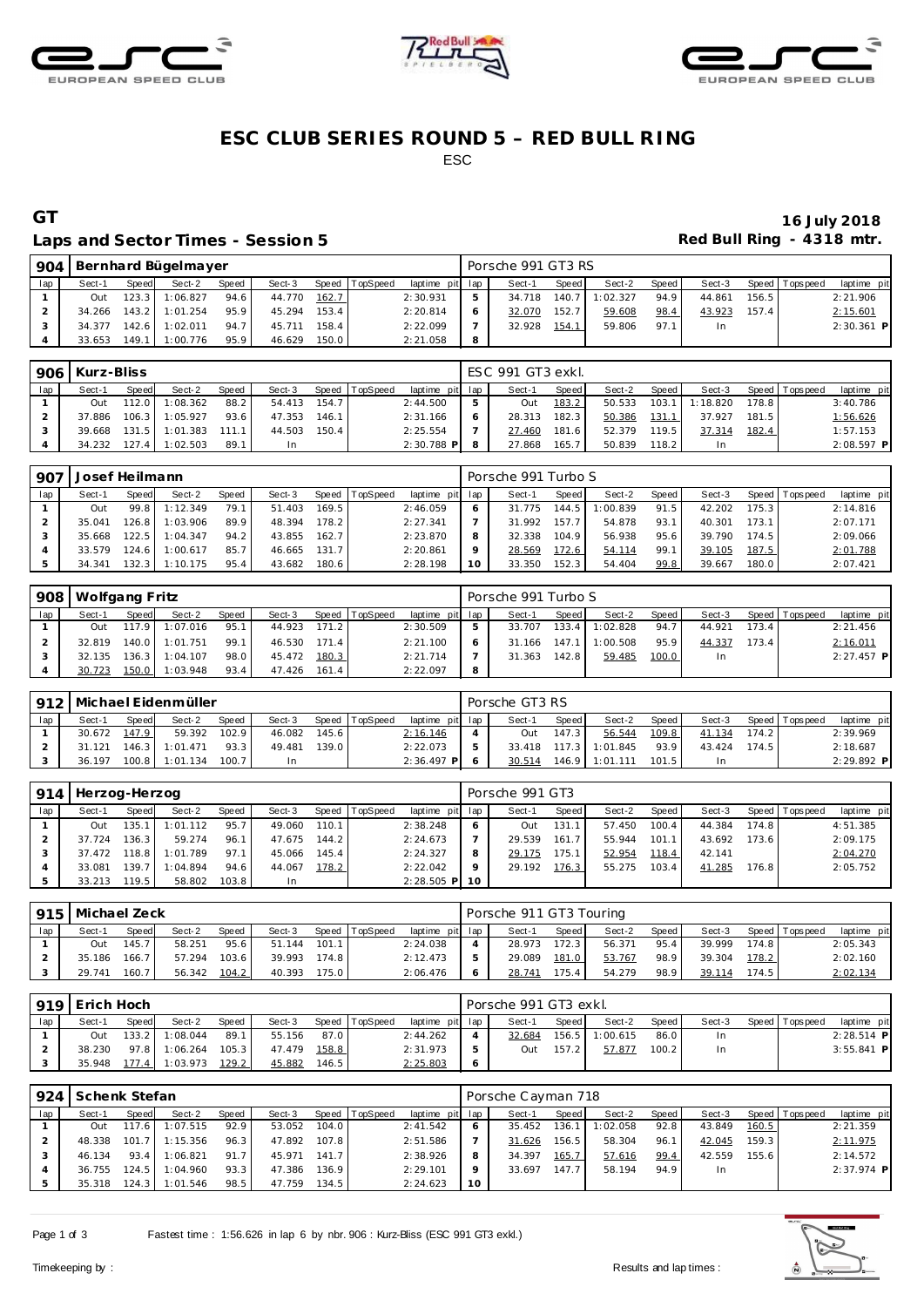# ESC CLUB SERIES ROUND 5 – RED BULL RING

ESC

## GT

**16 July 2018**

### Laps and Sector Times - Session 5

**Red Bull Ring - 4318 mtr.**

| 904 | Bernhard Bügelmayer | | | | | | | | Porsche 991 GT3 RS | | | | | | | | |
|---|---|---|---|---|---|---|---|---|---|---|---|---|---|---|---|---|---|
| lap | Sect-1 | Speed | Sect-2 | Speed | Sect-3 | Speed | TopSpeed | laptime pit | lap | Sect-1 | Speed | Sect-2 | Speed | Sect-3 | Speed | Topspeed | laptime pit |
| 1 | Out | 123.3 | 1:06.827 | 94.6 | 44.770 | 162.7 | | 2:30.931 | 5 | 34.718 | 140.7 | 1:02.327 | 94.9 | 44.861 | 156.5 | | 2:21.906 |
| 2 | 34.266 | 143.2 | 1:01.254 | 95.9 | 45.294 | 153.4 | | 2:20.814 | 6 | 32.070 | 152.7 | 59.608 | 98.4 | 43.923 | 157.4 | | 2:15.601 |
| 3 | 34.377 | 142.6 | 1:02.011 | 94.7 | 45.711 | 158.4 | | 2:22.099 | 7 | 32.928 | 154.1 | 59.806 | 97.1 | In | | | 2:30.361 P |
| 4 | 33.653 | 149.1 | 1:00.776 | 95.9 | 46.629 | 150.0 | | 2:21.058 | 8 | | | | | | | | |

| 906 | Kurz-Bliss | | | | | | | | ESC 991 GT3 exkl. | | | | | | | | |
|---|---|---|---|---|---|---|---|---|---|---|---|---|---|---|---|---|---|
| lap | Sect-1 | Speed | Sect-2 | Speed | Sect-3 | Speed | TopSpeed | laptime pit | lap | Sect-1 | Speed | Sect-2 | Speed | Sect-3 | Speed | Topspeed | laptime pit |
| 1 | Out | 112.0 | 1:08.362 | 88.2 | 54.413 | 154.7 | | 2:44.500 | 5 | Out | 183.2 | 50.533 | 103.1 | 1:18.820 | 178.8 | | 3:40.786 |
| 2 | 37.886 | 106.3 | 1:05.927 | 93.6 | 47.353 | 146.1 | | 2:31.166 | 6 | 28.313 | 182.3 | 50.386 | 131.1 | 37.927 | 181.5 | | 1:56.626 |
| 3 | 39.668 | 131.5 | 1:01.383 | 111.1 | 44.503 | 150.4 | | 2:25.554 | 7 | 27.460 | 181.6 | 52.379 | 119.5 | 37.314 | 182.4 | | 1:57.153 |
| 4 | 34.232 | 127.4 | 1:02.503 | 89.1 | In | | | 2:30.788 P | 8 | 27.868 | 165.7 | 50.839 | 118.2 | In | | | 2:08.597 P |

| 907 | Josef Heilmann | | | | | | | | Porsche 991 Turbo S | | | | | | | | |
|---|---|---|---|---|---|---|---|---|---|---|---|---|---|---|---|---|---|
| lap | Sect-1 | Speed | Sect-2 | Speed | Sect-3 | Speed | TopSpeed | laptime pit | lap | Sect-1 | Speed | Sect-2 | Speed | Sect-3 | Speed | Topspeed | laptime pit |
| 1 | Out | 99.8 | 1:12.349 | 79.1 | 51.403 | 169.5 | | 2:46.059 | 6 | 31.775 | 144.5 | 1:00.839 | 91.5 | 42.202 | 175.3 | | 2:14.816 |
| 2 | 35.041 | 126.8 | 1:03.906 | 89.9 | 48.394 | 178.2 | | 2:27.341 | 7 | 31.992 | 157.7 | 54.878 | 93.1 | 40.301 | 173.1 | | 2:07.171 |
| 3 | 35.668 | 122.5 | 1:04.347 | 94.2 | 43.855 | 162.7 | | 2:23.870 | 8 | 32.338 | 104.9 | 56.938 | 95.6 | 39.790 | 174.5 | | 2:09.066 |
| 4 | 33.579 | 124.6 | 1:00.617 | 85.7 | 46.665 | 131.7 | | 2:20.861 | 9 | 28.569 | 172.6 | 54.114 | 99.1 | 39.105 | 187.5 | | 2:01.788 |
| 5 | 34.341 | 132.3 | 1:10.175 | 95.4 | 43.682 | 180.6 | | 2:28.198 | 10 | 33.350 | 152.3 | 54.404 | 99.8 | 39.667 | 180.0 | | 2:07.421 |

| 908 | Wolfgang Fritz | | | | | | | | Porsche 991 Turbo S | | | | | | | | |
|---|---|---|---|---|---|---|---|---|---|---|---|---|---|---|---|---|---|
| lap | Sect-1 | Speed | Sect-2 | Speed | Sect-3 | Speed | TopSpeed | laptime pit | lap | Sect-1 | Speed | Sect-2 | Speed | Sect-3 | Speed | Topspeed | laptime pit |
| 1 | Out | 117.9 | 1:07.016 | 95.1 | 44.923 | 171.2 | | 2:30.509 | 5 | 33.707 | 133.4 | 1:02.828 | 94.7 | 44.921 | 173.4 | | 2:21.456 |
| 2 | 32.819 | 140.0 | 1:01.751 | 99.1 | 46.530 | 171.4 | | 2:21.100 | 6 | 31.166 | 147.1 | 1:00.508 | 95.9 | 44.337 | 173.4 | | 2:16.011 |
| 3 | 32.135 | 136.3 | 1:04.107 | 98.0 | 45.472 | 180.3 | | 2:21.714 | 7 | 31.363 | 142.8 | 59.485 | 100.0 | In | | | 2:27.457 P |
| 4 | 30.723 | 150.0 | 1:03.948 | 93.4 | 47.426 | 161.4 | | 2:22.097 | 8 | | | | | | | | |

| 912 | Michael Eidenmüller | | | | | | | | Porsche GT3 RS | | | | | | | | |
|---|---|---|---|---|---|---|---|---|---|---|---|---|---|---|---|---|---|
| lap | Sect-1 | Speed | Sect-2 | Speed | Sect-3 | Speed | TopSpeed | laptime pit | lap | Sect-1 | Speed | Sect-2 | Speed | Sect-3 | Speed | Topspeed | laptime pit |
| 1 | 30.672 | 147.9 | 59.392 | 102.9 | 46.082 | 145.6 | | 2:16.146 | 4 | Out | 147.3 | 56.544 | 109.8 | 41.134 | 174.2 | | 2:39.969 |
| 2 | 31.121 | 146.3 | 1:01.471 | 93.3 | 49.481 | 139.0 | | 2:22.073 | 5 | 33.418 | 117.3 | 1:01.845 | 93.9 | 43.424 | 174.5 | | 2:18.687 |
| 3 | 36.197 | 100.8 | 1:01.134 | 100.7 | In | | | 2:36.497 P | 6 | 30.514 | 146.9 | 1:01.111 | 101.5 | In | | | 2:29.892 P |

| 914 | Herzog-Herzog | | | | | | | | Porsche 991 GT3 | | | | | | | | |
|---|---|---|---|---|---|---|---|---|---|---|---|---|---|---|---|---|---|
| lap | Sect-1 | Speed | Sect-2 | Speed | Sect-3 | Speed | TopSpeed | laptime pit | lap | Sect-1 | Speed | Sect-2 | Speed | Sect-3 | Speed | Topspeed | laptime pit |
| 1 | Out | 135.1 | 1:01.112 | 95.7 | 49.060 | 110.1 | | 2:38.248 | 6 | Out | 131.1 | 57.450 | 100.4 | 44.384 | 174.8 | | 4:51.385 |
| 2 | 37.724 | 136.3 | 59.274 | 96.1 | 47.675 | 144.2 | | 2:24.673 | 7 | 29.539 | 161.7 | 55.944 | 101.1 | 43.692 | 173.6 | | 2:09.175 |
| 3 | 37.472 | 118.8 | 1:01.789 | 97.1 | 45.066 | 145.4 | | 2:24.327 | 8 | 29.175 | 175.1 | 52.954 | 118.4 | 42.141 | | | 2:04.270 |
| 4 | 33.081 | 139.7 | 1:04.894 | 94.6 | 44.067 | 178.2 | | 2:22.042 | 9 | 29.192 | 176.3 | 55.275 | 103.4 | 41.285 | 176.8 | | 2:05.752 |
| 5 | 33.213 | 119.5 | 58.802 | 103.8 | In | | | 2:28.505 P | 10 | | | | | | | | |

| 915 | Michael Zeck | | | | | | | | Porsche 911 GT3 Touring | | | | | | | | |
|---|---|---|---|---|---|---|---|---|---|---|---|---|---|---|---|---|---|
| lap | Sect-1 | Speed | Sect-2 | Speed | Sect-3 | Speed | TopSpeed | laptime pit | lap | Sect-1 | Speed | Sect-2 | Speed | Sect-3 | Speed | Topspeed | laptime pit |
| 1 | Out | 145.7 | 58.251 | 95.6 | 51.144 | 101.1 | | 2:24.038 | 4 | 28.973 | 172.3 | 56.371 | 95.4 | 39.999 | 174.8 | | 2:05.343 |
| 2 | 35.186 | 166.7 | 57.294 | 103.6 | 39.993 | 174.8 | | 2:12.473 | 5 | 29.089 | 181.0 | 53.767 | 98.9 | 39.304 | 178.2 | | 2:02.160 |
| 3 | 29.741 | 160.7 | 56.342 | 104.2 | 40.393 | 175.0 | | 2:06.476 | 6 | 28.741 | 175.4 | 54.279 | 98.9 | 39.114 | 174.5 | | 2:02.134 |

| 919 | Erich Hoch | | | | | | | | Porsche 991 GT3 exkl. | | | | | | | | |
|---|---|---|---|---|---|---|---|---|---|---|---|---|---|---|---|---|---|
| lap | Sect-1 | Speed | Sect-2 | Speed | Sect-3 | Speed | TopSpeed | laptime pit | lap | Sect-1 | Speed | Sect-2 | Speed | Sect-3 | Speed | Topspeed | laptime pit |
| 1 | Out | 133.2 | 1:08.044 | 89.1 | 55.156 | 87.0 | | 2:44.262 | 4 | 32.684 | 156.5 | 1:00.615 | 86.0 | In | | | 2:28.514 P |
| 2 | 38.230 | 97.8 | 1:06.264 | 105.3 | 47.479 | 158.8 | | 2:31.973 | 5 | Out | 157.2 | 57.877 | 100.2 | In | | | 3:55.841 P |
| 3 | 35.948 | 177.4 | 1:03.973 | 129.2 | 45.882 | 146.5 | | 2:25.803 | 6 | | | | | | | | |

| 924 | Schenk Stefan | | | | | | | | Porsche Cayman 718 | | | | | | | | |
|---|---|---|---|---|---|---|---|---|---|---|---|---|---|---|---|---|---|
| lap | Sect-1 | Speed | Sect-2 | Speed | Sect-3 | Speed | TopSpeed | laptime pit | lap | Sect-1 | Speed | Sect-2 | Speed | Sect-3 | Speed | Topspeed | laptime pit |
| 1 | Out | 117.6 | 1:07.515 | 92.9 | 53.052 | 104.0 | | 2:41.542 | 6 | 35.452 | 136.1 | 1:02.058 | 92.8 | 43.849 | 160.5 | | 2:21.359 |
| 2 | 48.338 | 101.7 | 1:15.356 | 96.3 | 47.892 | 107.8 | | 2:51.586 | 7 | 31.626 | 156.5 | 58.304 | 96.1 | 42.045 | 159.3 | | 2:11.975 |
| 3 | 46.134 | 93.4 | 1:06.821 | 91.7 | 45.971 | 141.7 | | 2:38.926 | 8 | 34.397 | 165.7 | 57.616 | 99.4 | 42.559 | 155.6 | | 2:14.572 |
| 4 | 36.755 | 124.5 | 1:04.960 | 93.3 | 47.386 | 136.9 | | 2:29.101 | 9 | 33.697 | 147.7 | 58.194 | 94.9 | In | | | 2:37.974 P |
| 5 | 35.318 | 124.3 | 1:01.546 | 98.5 | 47.759 | 134.5 | | 2:24.623 | 10 | | | | | | | | |

Fastest time : 1:56.626 in lap 6 by nbr. 906 : Kurz-Bliss (ESC 991 GT3 exkl.)

Timekeeping by : Results and lap times :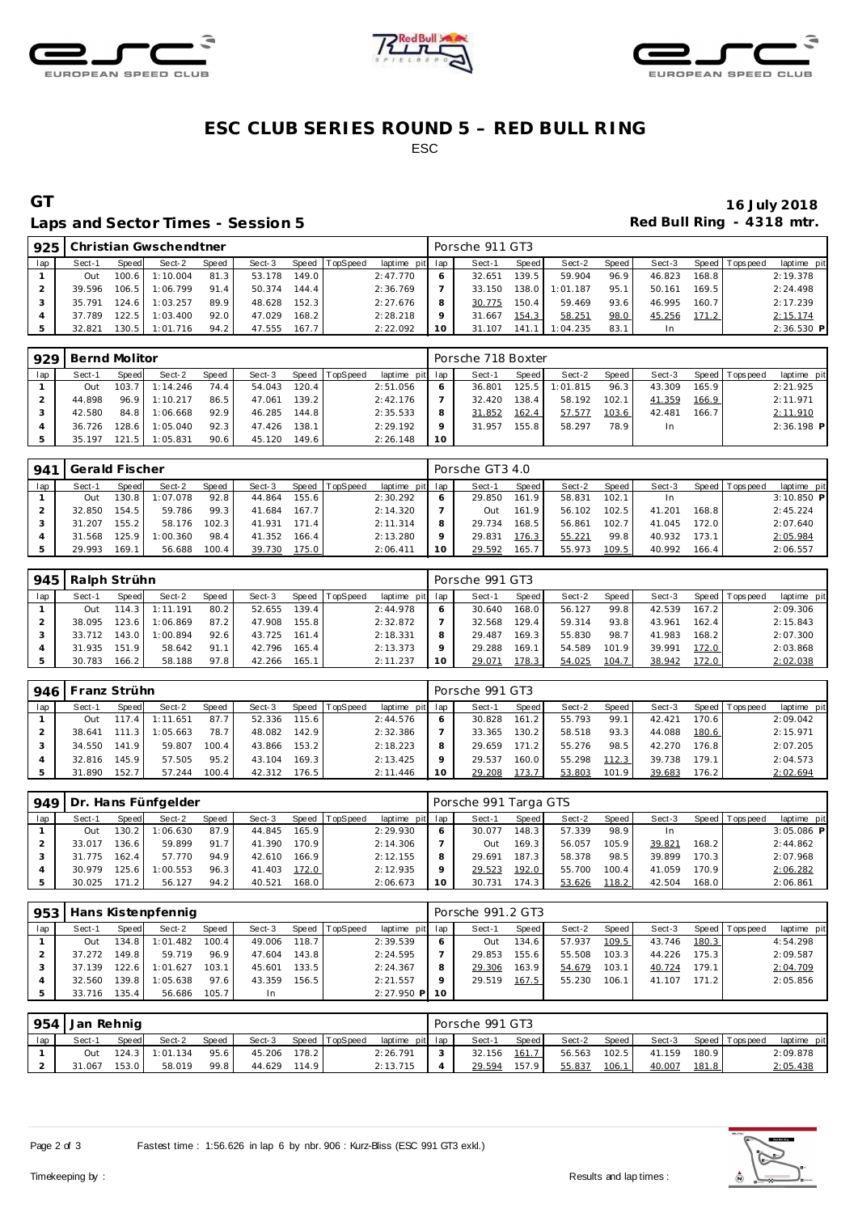# ESC CLUB SERIES ROUND 5 – RED BULL RING

ESC

## GT

**16 July 2018**

### Laps and Sector Times - Session 5

**Red Bull Ring - 4318 mtr.**

| 925 | Christian Gwschendtner | | | | | | | | | Porsche 911 GT3 | | | | | | | | |
|---|---|---|---|---|---|---|---|---|---|---|---|---|---|---|---|---|---|---|
| lap | Sect-1 | Speed | Sect-2 | Speed | Sect-3 | Speed | TopSpeed | laptime pit | lap | Sect-1 | Speed | Sect-2 | Speed | Sect-3 | Speed | Topspeed | laptime pit |
| 1 | Out | 100.6 | 1:10.004 | 81.3 | 53.178 | 149.0 | | 2:47.770 | 6 | 32.651 | 139.5 | 59.904 | 96.9 | 46.823 | 168.8 | | 2:19.378 |
| 2 | 39.596 | 106.5 | 1:06.799 | 91.4 | 50.374 | 144.4 | | 2:36.769 | 7 | 33.150 | 138.0 | 1:01.187 | 95.1 | 50.161 | 169.5 | | 2:24.498 |
| 3 | 35.791 | 124.6 | 1:03.257 | 89.9 | 48.628 | 152.3 | | 2:27.676 | 8 | 30.775 | 150.4 | 59.469 | 93.6 | 46.995 | 160.7 | | 2:17.239 |
| 4 | 37.789 | 122.5 | 1:03.400 | 92.0 | 47.029 | 168.2 | | 2:28.218 | 9 | 31.667 | 154.3 | 58.251 | 98.0 | 45.256 | 171.2 | | 2:15.174 |
| 5 | 32.821 | 130.5 | 1:01.716 | 94.2 | 47.555 | 167.7 | | 2:22.092 | 10 | 31.107 | 141.1 | 1:04.235 | 83.1 | In | | | 2:36.530 P |

| 929 | Bernd Molitor | | | | | | | | | Porsche 718 Boxter | | | | | | | | |
|---|---|---|---|---|---|---|---|---|---|---|---|---|---|---|---|---|---|---|
| lap | Sect-1 | Speed | Sect-2 | Speed | Sect-3 | Speed | TopSpeed | laptime pit | lap | Sect-1 | Speed | Sect-2 | Speed | Sect-3 | Speed | Topspeed | laptime pit |
| 1 | Out | 103.7 | 1:14.246 | 74.4 | 54.043 | 120.4 | | 2:51.056 | 6 | 36.801 | 125.5 | 1:01.815 | 96.3 | 43.309 | 165.9 | | 2:21.925 |
| 2 | 44.898 | 96.9 | 1:10.217 | 86.5 | 47.061 | 139.2 | | 2:42.176 | 7 | 32.420 | 138.4 | 58.192 | 102.1 | 41.359 | 166.9 | | 2:11.971 |
| 3 | 42.580 | 84.8 | 1:06.668 | 92.9 | 46.285 | 144.8 | | 2:35.533 | 8 | 31.852 | 162.4 | 57.577 | 103.6 | 42.481 | 166.7 | | 2:11.910 |
| 4 | 36.726 | 128.6 | 1:05.040 | 92.3 | 47.426 | 138.1 | | 2:29.192 | 9 | 31.957 | 155.8 | 58.297 | 78.9 | In | | | 2:36.198 P |
| 5 | 35.197 | 121.5 | 1:05.831 | 90.6 | 45.120 | 149.6 | | 2:26.148 | 10 | | | | | | | | |

| 941 | Gerald Fischer | | | | | | | | | Porsche GT3 4.0 | | | | | | | | |
|---|---|---|---|---|---|---|---|---|---|---|---|---|---|---|---|---|---|---|
| lap | Sect-1 | Speed | Sect-2 | Speed | Sect-3 | Speed | TopSpeed | laptime pit | lap | Sect-1 | Speed | Sect-2 | Speed | Sect-3 | Speed | Topspeed | laptime pit |
| 1 | Out | 130.8 | 1:07.078 | 92.8 | 44.864 | 155.6 | | 2:30.292 | 6 | 29.850 | 161.9 | 58.831 | 102.1 | In | | | 3:10.850 P |
| 2 | 32.850 | 154.5 | 59.786 | 99.3 | 41.684 | 167.7 | | 2:14.320 | 7 | Out | 161.9 | 56.102 | 102.5 | 41.201 | 168.8 | | 2:45.224 |
| 3 | 31.207 | 155.2 | 58.176 | 102.3 | 41.931 | 171.4 | | 2:11.314 | 8 | 29.734 | 168.5 | 56.861 | 102.7 | 41.045 | 172.0 | | 2:07.640 |
| 4 | 31.568 | 125.9 | 1:00.360 | 98.4 | 41.352 | 166.4 | | 2:13.280 | 9 | 29.831 | 176.3 | 55.221 | 99.8 | 40.932 | 173.1 | | 2:05.984 |
| 5 | 29.993 | 169.1 | 56.688 | 100.4 | 39.730 | 175.0 | | 2:06.411 | 10 | 29.592 | 165.7 | 55.973 | 109.5 | 40.992 | 166.4 | | 2:06.557 |

| 945 | Ralph Strühn | | | | | | | | | Porsche 991 GT3 | | | | | | | | |
|---|---|---|---|---|---|---|---|---|---|---|---|---|---|---|---|---|---|---|
| lap | Sect-1 | Speed | Sect-2 | Speed | Sect-3 | Speed | TopSpeed | laptime pit | lap | Sect-1 | Speed | Sect-2 | Speed | Sect-3 | Speed | Topspeed | laptime pit |
| 1 | Out | 114.3 | 1:11.191 | 80.2 | 52.655 | 139.4 | | 2:44.978 | 6 | 30.640 | 168.0 | 56.127 | 99.8 | 42.539 | 167.2 | | 2:09.306 |
| 2 | 38.095 | 123.6 | 1:06.869 | 87.2 | 47.908 | 155.8 | | 2:32.872 | 7 | 32.568 | 129.4 | 59.314 | 93.8 | 43.961 | 162.4 | | 2:15.843 |
| 3 | 33.712 | 143.0 | 1:00.894 | 92.6 | 43.725 | 161.4 | | 2:18.331 | 8 | 29.487 | 169.3 | 55.830 | 98.7 | 41.983 | 168.2 | | 2:07.300 |
| 4 | 31.935 | 151.9 | 58.642 | 91.1 | 42.796 | 165.4 | | 2:13.373 | 9 | 29.288 | 169.1 | 54.589 | 101.9 | 39.991 | 172.0 | | 2:03.868 |
| 5 | 30.783 | 166.2 | 58.188 | 97.8 | 42.266 | 165.1 | | 2:11.237 | 10 | 29.071 | 178.3 | 54.025 | 104.7 | 38.942 | 172.0 | | 2:02.038 |

| 946 | Franz Strühn | | | | | | | | | Porsche 991 GT3 | | | | | | | | |
|---|---|---|---|---|---|---|---|---|---|---|---|---|---|---|---|---|---|---|
| lap | Sect-1 | Speed | Sect-2 | Speed | Sect-3 | Speed | TopSpeed | laptime pit | lap | Sect-1 | Speed | Sect-2 | Speed | Sect-3 | Speed | Topspeed | laptime pit |
| 1 | Out | 117.4 | 1:11.651 | 87.7 | 52.336 | 115.6 | | 2:44.576 | 6 | 30.828 | 161.2 | 55.793 | 99.1 | 42.421 | 170.6 | | 2:09.042 |
| 2 | 38.641 | 111.3 | 1:05.663 | 78.7 | 48.082 | 142.9 | | 2:32.386 | 7 | 33.365 | 130.2 | 58.518 | 93.3 | 44.088 | 180.6 | | 2:15.971 |
| 3 | 34.550 | 141.9 | 59.807 | 100.4 | 43.866 | 153.2 | | 2:18.223 | 8 | 29.659 | 171.2 | 55.276 | 98.5 | 42.270 | 176.8 | | 2:07.205 |
| 4 | 32.816 | 145.9 | 57.505 | 95.2 | 43.104 | 169.3 | | 2:13.425 | 9 | 29.537 | 160.0 | 55.298 | 112.3 | 39.738 | 179.1 | | 2:04.573 |
| 5 | 31.890 | 152.7 | 57.244 | 100.4 | 42.312 | 176.5 | | 2:11.446 | 10 | 29.208 | 173.7 | 53.803 | 101.9 | 39.683 | 176.2 | | 2:02.694 |

| 949 | Dr. Hans Fünfgelder | | | | | | | | | Porsche 991 Targa GTS | | | | | | | | |
|---|---|---|---|---|---|---|---|---|---|---|---|---|---|---|---|---|---|---|
| lap | Sect-1 | Speed | Sect-2 | Speed | Sect-3 | Speed | TopSpeed | laptime pit | lap | Sect-1 | Speed | Sect-2 | Speed | Sect-3 | Speed | Topspeed | laptime pit |
| 1 | Out | 130.2 | 1:06.630 | 87.9 | 44.845 | 165.9 | | 2:29.930 | 6 | 30.077 | 148.3 | 57.339 | 98.9 | In | | | 3:05.086 P |
| 2 | 33.017 | 136.6 | 59.899 | 91.7 | 41.390 | 170.9 | | 2:14.306 | 7 | Out | 169.3 | 56.057 | 105.9 | 39.821 | 168.2 | | 2:44.862 |
| 3 | 31.775 | 162.4 | 57.770 | 94.9 | 42.610 | 166.9 | | 2:12.155 | 8 | 29.691 | 187.3 | 58.378 | 98.5 | 39.899 | 170.3 | | 2:07.968 |
| 4 | 30.979 | 125.6 | 1:00.553 | 96.3 | 41.403 | 172.0 | | 2:12.935 | 9 | 29.523 | 192.0 | 55.700 | 100.4 | 41.059 | 170.9 | | 2:06.282 |
| 5 | 30.025 | 171.2 | 56.127 | 94.2 | 40.521 | 168.0 | | 2:06.673 | 10 | 30.731 | 174.3 | 53.626 | 118.2 | 42.504 | 168.0 | | 2:06.861 |

| 953 | Hans Kistenpfennig | | | | | | | | | Porsche 991.2 GT3 | | | | | | | | |
|---|---|---|---|---|---|---|---|---|---|---|---|---|---|---|---|---|---|---|
| lap | Sect-1 | Speed | Sect-2 | Speed | Sect-3 | Speed | TopSpeed | laptime pit | lap | Sect-1 | Speed | Sect-2 | Speed | Sect-3 | Speed | Topspeed | laptime pit |
| 1 | Out | 134.8 | 1:01.482 | 100.4 | 49.006 | 118.7 | | 2:39.539 | 6 | Out | 134.6 | 57.937 | 109.5 | 43.746 | 180.3 | | 4:54.298 |
| 2 | 37.272 | 149.8 | 59.719 | 96.9 | 47.604 | 143.8 | | 2:24.595 | 7 | 29.853 | 155.6 | 55.508 | 103.3 | 44.226 | 175.3 | | 2:09.587 |
| 3 | 37.139 | 122.6 | 1:01.627 | 103.1 | 45.601 | 133.5 | | 2:24.367 | 8 | 29.306 | 163.9 | 54.679 | 103.1 | 40.724 | 179.1 | | 2:04.709 |
| 4 | 32.560 | 139.8 | 1:05.638 | 97.6 | 43.359 | 156.5 | | 2:21.557 | 9 | 29.519 | 167.5 | 55.230 | 106.1 | 41.107 | 171.2 | | 2:05.856 |
| 5 | 33.716 | 135.4 | 56.686 | 105.7 | In | | | 2:27.950 P | 10 | | | | | | | | |

| 954 | Jan Rehnig | | | | | | | | | Porsche 991 GT3 | | | | | | | | |
|---|---|---|---|---|---|---|---|---|---|---|---|---|---|---|---|---|---|---|
| lap | Sect-1 | Speed | Sect-2 | Speed | Sect-3 | Speed | TopSpeed | laptime pit | lap | Sect-1 | Speed | Sect-2 | Speed | Sect-3 | Speed | Topspeed | laptime pit |
| 1 | Out | 124.3 | 1:01.134 | 95.6 | 45.206 | 178.2 | | 2:26.791 | 3 | 32.156 | 161.7 | 56.563 | 102.5 | 41.159 | 180.9 | | 2:09.878 |
| 2 | 31.067 | 153.0 | 58.019 | 99.8 | 44.629 | 114.9 | | 2:13.715 | 4 | 29.594 | 157.9 | 55.837 | 106.1 | 40.007 | 181.8 | | 2:05.438 |

Fastest time : 1:56.626 in lap 6 by nbr. 906 : Kurz-Bliss (ESC 991 GT3 exkl.)

Timekeeping by : Results and lap times :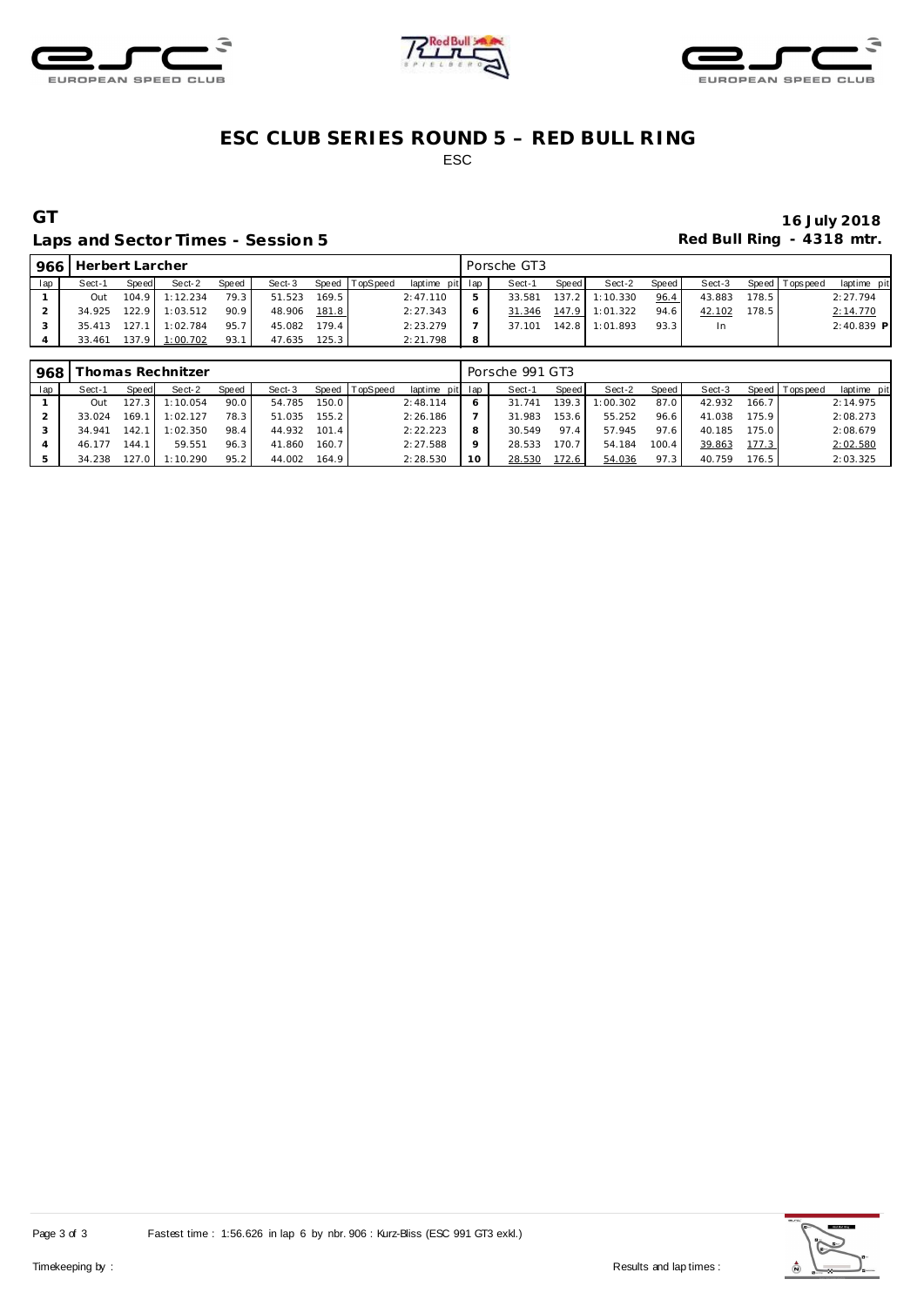# ESC CLUB SERIES ROUND 5 – RED BULL RING

ESC

**GT** **16 July 2018**

**Laps and Sector Times - Session 5** **Red Bull Ring - 4318 mtr.**

| **966** | **Herbert Larcher** | | | | | | | | Porsche GT3 | | | | | | | | |
|---|---|---|---|---|---|---|---|---|---|---|---|---|---|---|---|---|---|
| lap | Sect-1 | Speed | Sect-2 | Speed | Sect-3 | Speed | TopSpeed | laptime pit | lap | Sect-1 | Speed | Sect-2 | Speed | Sect-3 | Speed | Topspeed | laptime pit |
| 1 | Out | 104.9 | 1:12.234 | 79.3 | 51.523 | 169.5 | | 2:47.110 | 5 | 33.581 | 137.2 | 1:10.330 | 96.4 | 43.883 | 178.5 | | 2:27.794 |
| 2 | 34.925 | 122.9 | 1:03.512 | 90.9 | 48.906 | 181.8 | | 2:27.343 | 6 | 31.346 | 147.9 | 1:01.322 | 94.6 | 42.102 | 178.5 | | 2:14.770 |
| 3 | 35.413 | 127.1 | 1:02.784 | 95.7 | 45.082 | 179.4 | | 2:23.279 | 7 | 37.101 | 142.8 | 1:01.893 | 93.3 | In | | | 2:40.839 P |
| 4 | 33.461 | 137.9 | 1:00.702 | 93.1 | 47.635 | 125.3 | | 2:21.798 | 8 | | | | | | | | |

| **968** | **Thomas Rechnitzer** | | | | | | | | Porsche 991 GT3 | | | | | | | | |
|---|---|---|---|---|---|---|---|---|---|---|---|---|---|---|---|---|---|
| lap | Sect-1 | Speed | Sect-2 | Speed | Sect-3 | Speed | TopSpeed | laptime pit | lap | Sect-1 | Speed | Sect-2 | Speed | Sect-3 | Speed | Topspeed | laptime pit |
| 1 | Out | 127.3 | 1:10.054 | 90.0 | 54.785 | 150.0 | | 2:48.114 | 6 | 31.741 | 139.3 | 1:00.302 | 87.0 | 42.932 | 166.7 | | 2:14.975 |
| 2 | 33.024 | 169.1 | 1:02.127 | 78.3 | 51.035 | 155.2 | | 2:26.186 | 7 | 31.983 | 153.6 | 55.252 | 96.6 | 41.038 | 175.9 | | 2:08.273 |
| 3 | 34.941 | 142.1 | 1:02.350 | 98.4 | 44.932 | 101.4 | | 2:22.223 | 8 | 30.549 | 97.4 | 57.945 | 97.6 | 40.185 | 175.0 | | 2:08.679 |
| 4 | 46.177 | 144.1 | 59.551 | 96.3 | 41.860 | 160.7 | | 2:27.588 | 9 | 28.533 | 170.7 | 54.184 | 100.4 | 39.863 | 177.3 | | 2:02.580 |
| 5 | 34.238 | 127.0 | 1:10.290 | 95.2 | 44.002 | 164.9 | | 2:28.530 | 10 | 28.530 | 172.6 | 54.036 | 97.3 | 40.759 | 176.5 | | 2:03.325 |

Fastest time : 1:56.626 in lap 6 by nbr. 906 : Kurz-Bliss (ESC 991 GT3 exkl.)

Timekeeping by : Results and lap times :